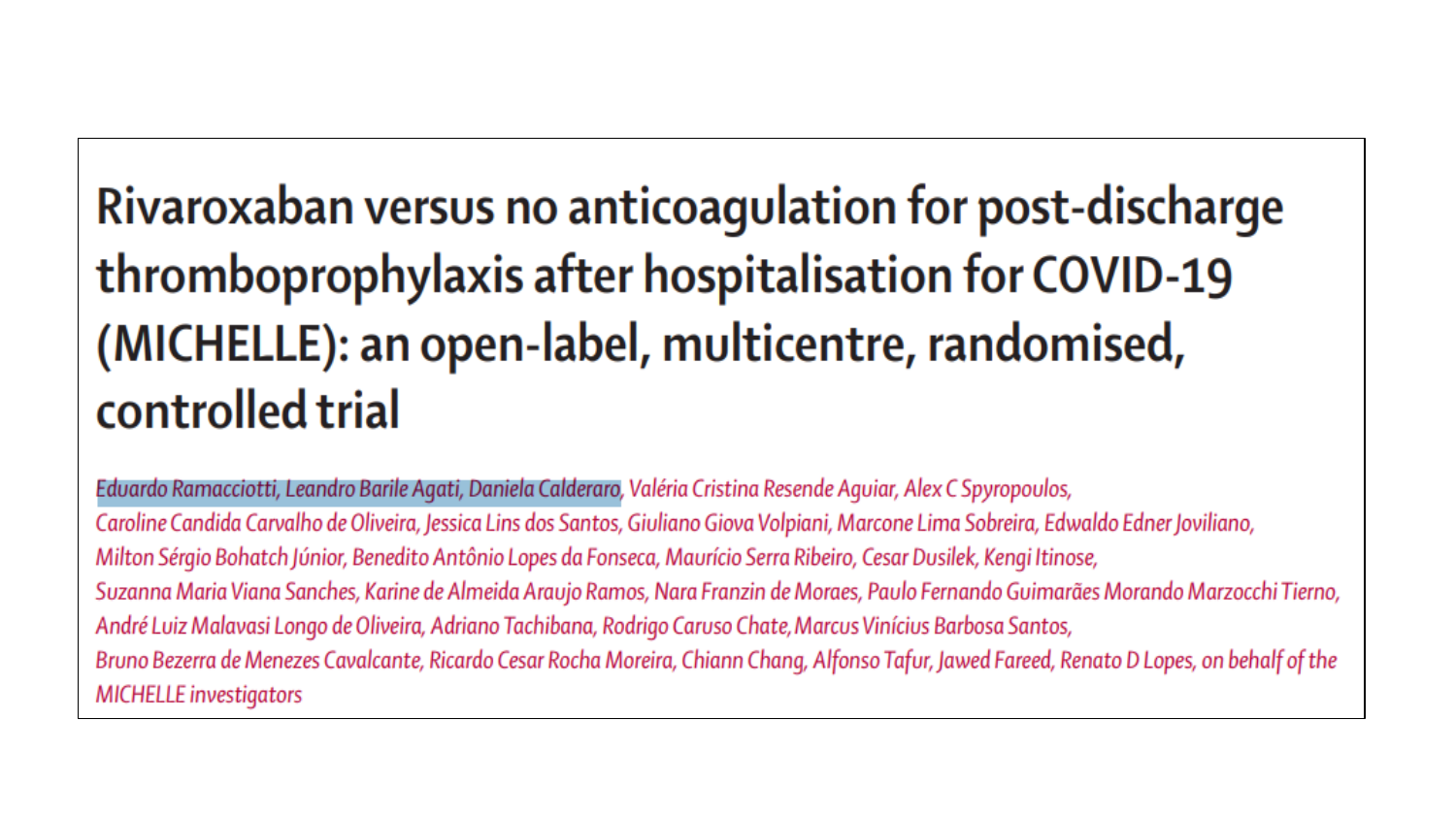# Rivaroxaban versus no anticoagulation for post-discharge thromboprophylaxis after hospitalisation for COVID-19 (MICHELLE): an open-label, multicentre, randomised, controlled trial

*Eduardo Ramacciotti, Leandro Barile Agati, Daniela Calderaro, Valéria Cristina Resende Aguiar, Alex C Spyropoulos, Caroline Candida Carvalho de Oliveira, Jessica Lins dos Santos, Giuliano Giova Volpiani, Marcone Lima Sobreira, Edwaldo Edner Joviliano, Milton Sérgio Bohatch Júnior, Benedito Antônio Lopes da Fonseca, Maurício Serra Ribeiro, Cesar Dusilek, Kengi Itinose, Suzanna Maria Viana Sanches, Karine de Almeida Araujo Ramos, Nara Franzin de Moraes, Paulo Fernando Guimarães Morando Marzocchi Tierno, André Luiz Malavasi Longo de Oliveira, Adriano Tachibana, Rodrigo Caruso Chate, Marcus Vinícius Barbosa Santos, Bruno Bezerra de Menezes Cavalcante, Ricardo Cesar Rocha Moreira, Chiann Chang, Alfonso Tafur, Jawed Fareed, Renato D Lopes, on behalf of the MICHELLE investigators*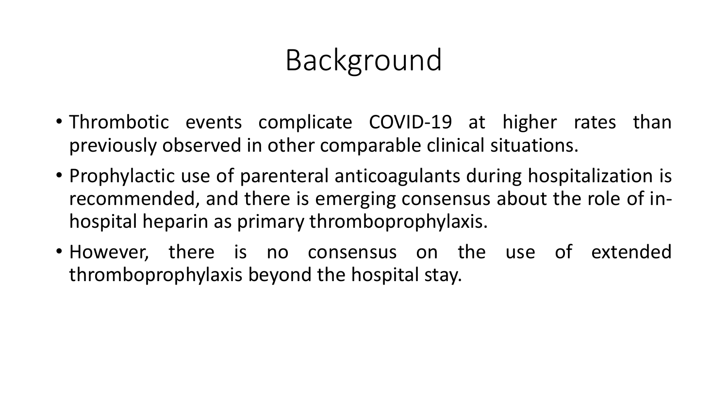# Background

- Thrombotic events complicate COVID-19 at higher rates than previously observed in other comparable clinical situations.
- Prophylactic use of parenteral anticoagulants during hospitalization is recommended, and there is emerging consensus about the role of in-hospital heparin as primary thromboprophylaxis.
- However, there is no consensus on the use of extended thromboprophylaxis beyond the hospital stay.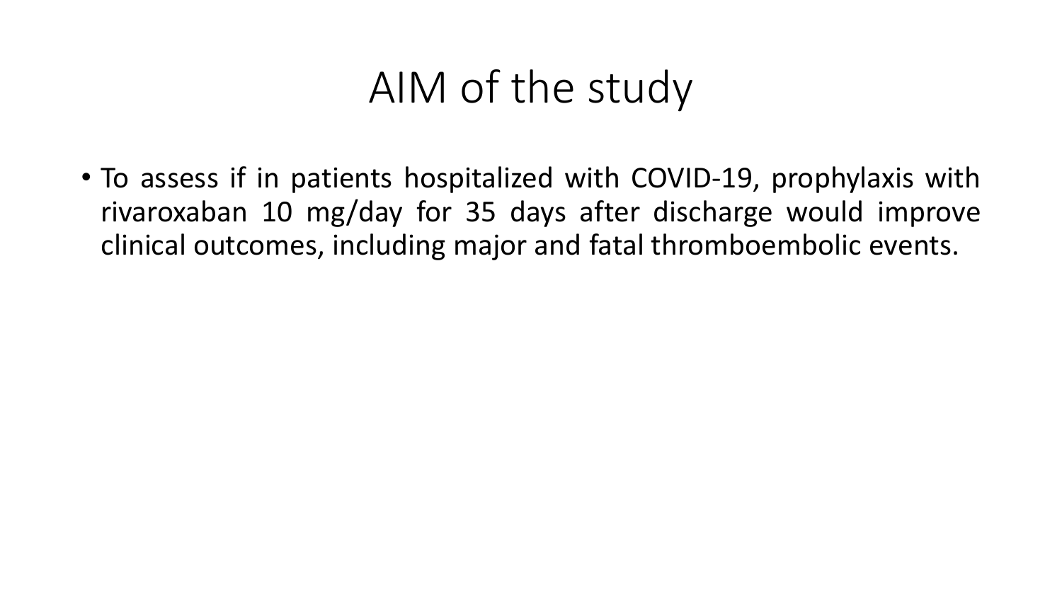# AIM of the study

- To assess if in patients hospitalized with COVID-19, prophylaxis with rivaroxaban 10 mg/day for 35 days after discharge would improve clinical outcomes, including major and fatal thromboembolic events.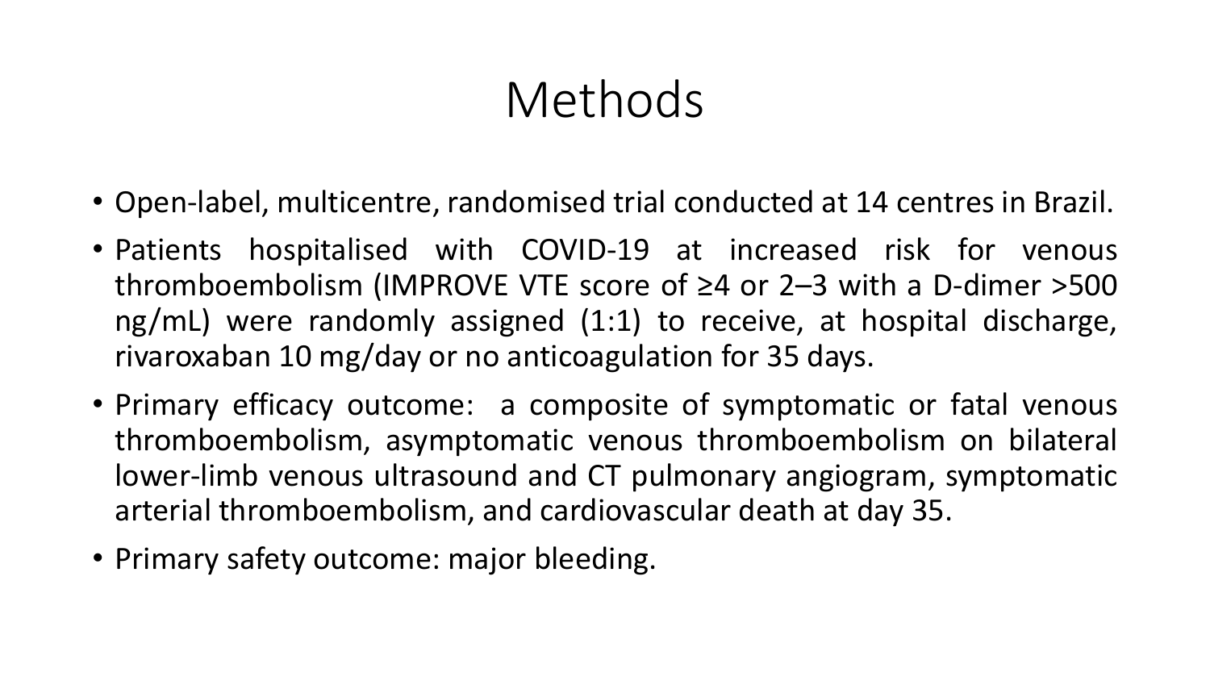# Methods

- Open-label, multicentre, randomised trial conducted at 14 centres in Brazil.
- Patients hospitalised with COVID-19 at increased risk for venous thromboembolism (IMPROVE VTE score of ≥4 or 2–3 with a D-dimer >500 ng/mL) were randomly assigned (1:1) to receive, at hospital discharge, rivaroxaban 10 mg/day or no anticoagulation for 35 days.
- Primary efficacy outcome: a composite of symptomatic or fatal venous thromboembolism, asymptomatic venous thromboembolism on bilateral lower-limb venous ultrasound and CT pulmonary angiogram, symptomatic arterial thromboembolism, and cardiovascular death at day 35.
- Primary safety outcome: major bleeding.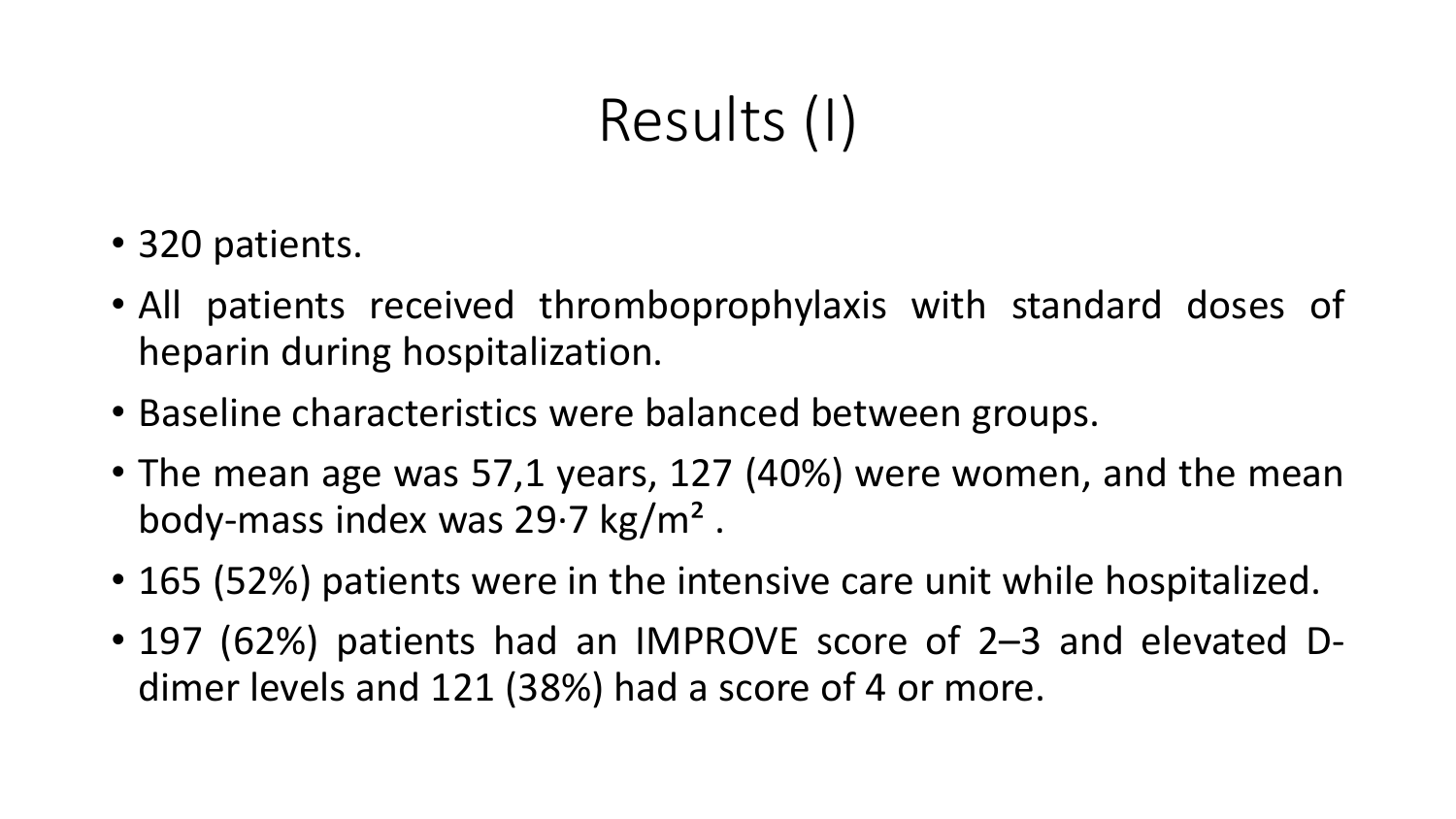# Results (I)

- 320 patients.
- All patients received thromboprophylaxis with standard doses of heparin during hospitalization.
- Baseline characteristics were balanced between groups.
- The mean age was 57,1 years, 127 (40%) were women, and the mean body-mass index was 29·7 kg/m² .
- 165 (52%) patients were in the intensive care unit while hospitalized.
- 197 (62%) patients had an IMPROVE score of 2–3 and elevated D-dimer levels and 121 (38%) had a score of 4 or more.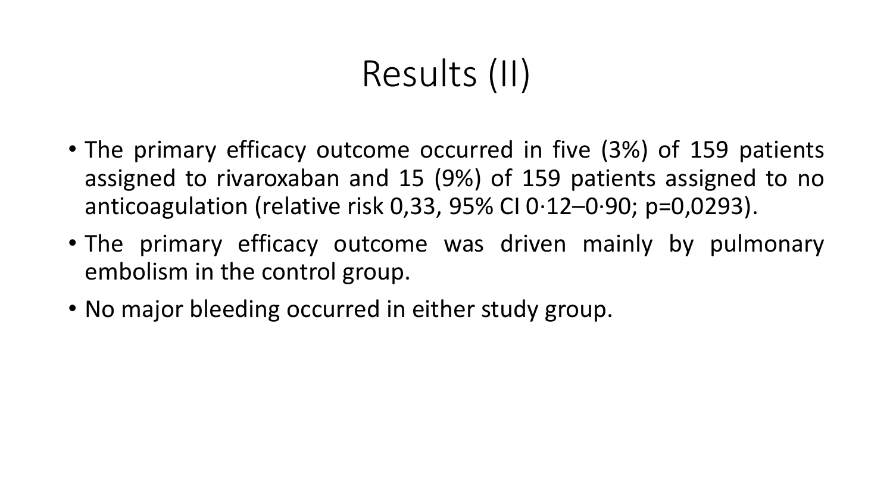# Results (II)

- The primary efficacy outcome occurred in five (3%) of 159 patients assigned to rivaroxaban and 15 (9%) of 159 patients assigned to no anticoagulation (relative risk 0,33, 95% CI 0·12–0·90; p=0,0293).
- The primary efficacy outcome was driven mainly by pulmonary embolism in the control group.
- No major bleeding occurred in either study group.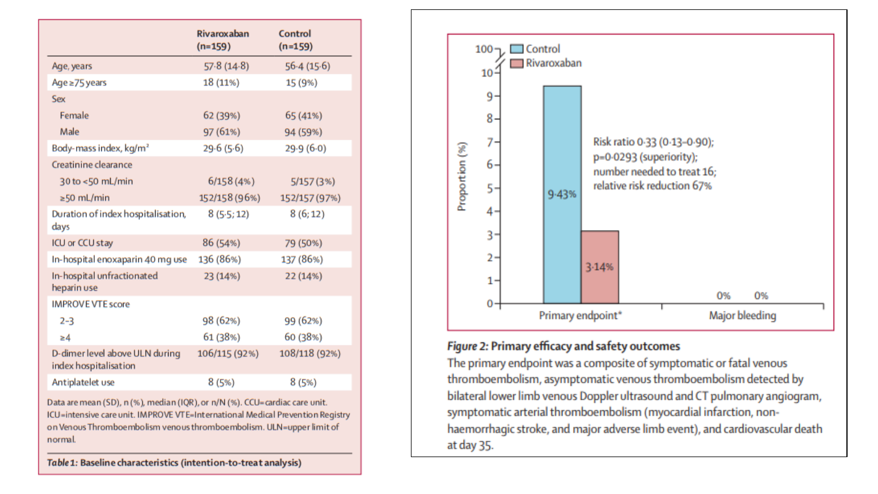| | Rivaroxaban (n=159) | Control (n=159) |
|---|---|---|
| Age, years | 57·8 (14·8) | 56·4 (15·6) |
| Age ≥75 years | 18 (11%) | 15 (9%) |
| Sex | | |
| Female | 62 (39%) | 65 (41%) |
| Male | 97 (61%) | 94 (59%) |
| Body-mass index, kg/m² | 29·6 (5·6) | 29·9 (6·0) |
| Creatinine clearance | | |
| 30 to <50 mL/min | 6/158 (4%) | 5/157 (3%) |
| ≥50 mL/min | 152/158 (96%) | 152/157 (97%) |
| Duration of index hospitalisation, days | 8 (5·5; 12) | 8 (6; 12) |
| ICU or CCU stay | 86 (54%) | 79 (50%) |
| In-hospital enoxaparin 40 mg use | 136 (86%) | 137 (86%) |
| In-hospital unfractionated heparin use | 23 (14%) | 22 (14%) |
| IMPROVE VTE score | | |
| 2–3 | 98 (62%) | 99 (62%) |
| ≥4 | 61 (38%) | 60 (38%) |
| D-dimer level above ULN during index hospitalisation | 106/115 (92%) | 108/118 (92%) |
| Antiplatelet use | 8 (5%) | 8 (5%) |

Data are mean (SD), n (%), median (IQR), or n/N (%). CCU=cardiac care unit. ICU=intensive care unit. IMPROVE VTE=International Medical Prevention Registry on Venous Thromboembolism venous thromboembolism. ULN=upper limit of normal.

***Table 1:* Baseline characteristics (intention-to-treat analysis)**

***Figure 2:* Primary efficacy and safety outcomes**

The primary endpoint was a composite of symptomatic or fatal venous thromboembolism, asymptomatic venous thromboembolism detected by bilateral lower limb venous Doppler ultrasound and CT pulmonary angiogram, symptomatic arterial thromboembolism (myocardial infarction, non-haemorrhagic stroke, and major adverse limb event), and cardiovascular death at day 35.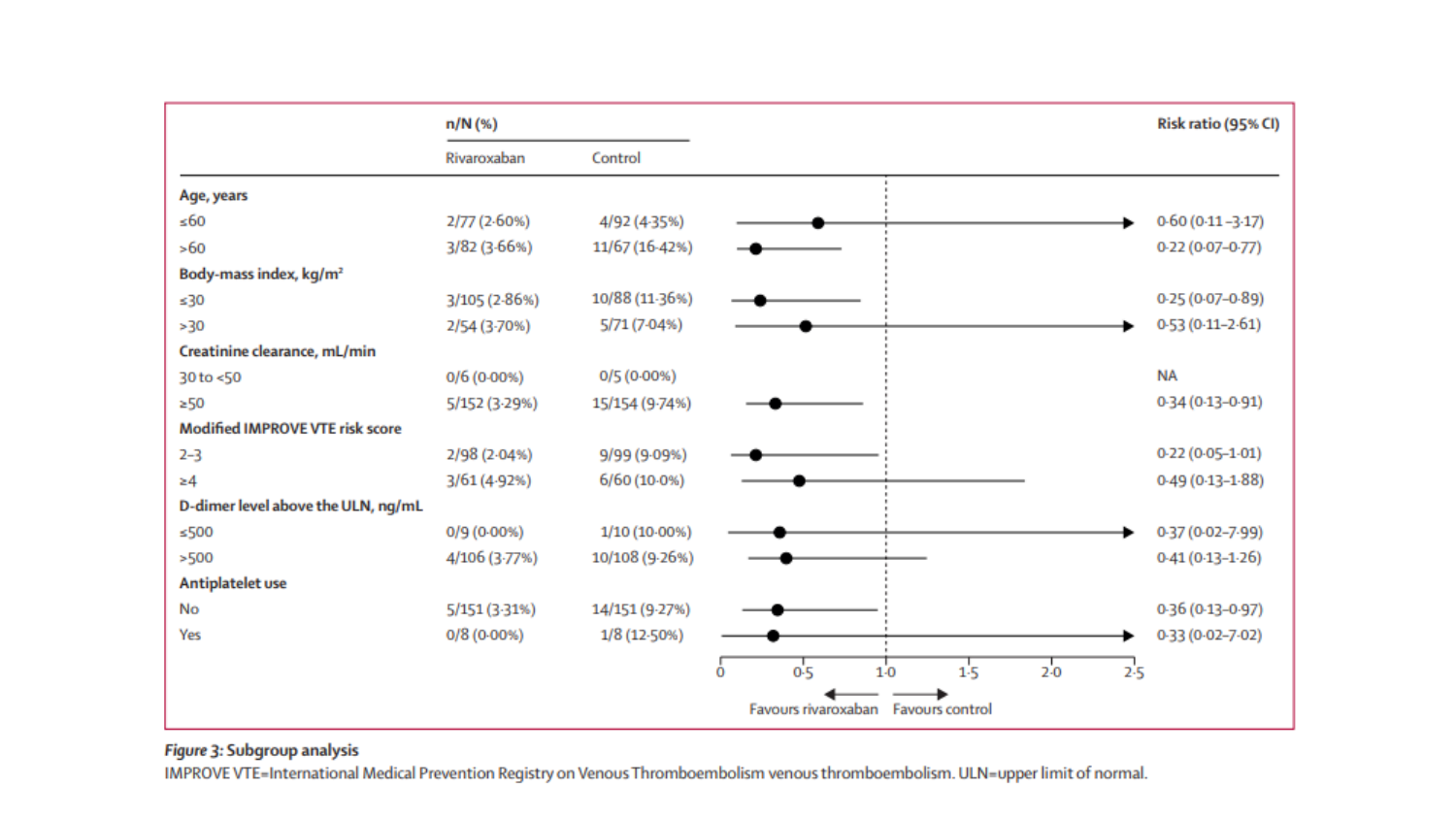| | n/N (%) | | Risk ratio (95% CI) |
|---|---|---|---|
| | Rivaroxaban | Control | |
| **Age, years** | | | |
| ≤60 | 2/77 (2·60%) | 4/92 (4·35%) | 0·60 (0·11–3·17) |
| >60 | 3/82 (3·66%) | 11/67 (16·42%) | 0·22 (0·07–0·77) |
| **Body-mass index, kg/m²** | | | |
| ≤30 | 3/105 (2·86%) | 10/88 (11·36%) | 0·25 (0·07–0·89) |
| >30 | 2/54 (3·70%) | 5/71 (7·04%) | 0·53 (0·11–2·61) |
| **Creatinine clearance, mL/min** | | | |
| 30 to <50 | 0/6 (0·00%) | 0/5 (0·00%) | NA |
| ≥50 | 5/152 (3·29%) | 15/154 (9·74%) | 0·34 (0·13–0·91) |
| **Modified IMPROVE VTE risk score** | | | |
| 2–3 | 2/98 (2·04%) | 9/99 (9·09%) | 0·22 (0·05–1·01) |
| ≥4 | 3/61 (4·92%) | 6/60 (10·0%) | 0·49 (0·13–1·88) |
| **D-dimer level above the ULN, ng/mL** | | | |
| ≤500 | 0/9 (0·00%) | 1/10 (10·00%) | 0·37 (0·02–7·99) |
| >500 | 4/106 (3·77%) | 10/108 (9·26%) | 0·41 (0·13–1·26) |
| **Antiplatelet use** | | | |
| No | 5/151 (3·31%) | 14/151 (9·27%) | 0·36 (0·13–0·97) |
| Yes | 0/8 (0·00%) | 1/8 (12·50%) | 0·33 (0·02–7·02) |

← Favours rivaroxaban | Favours control →

*Figure 3:* Subgroup analysis

IMPROVE VTE=International Medical Prevention Registry on Venous Thromboembolism venous thromboembolism. ULN=upper limit of normal.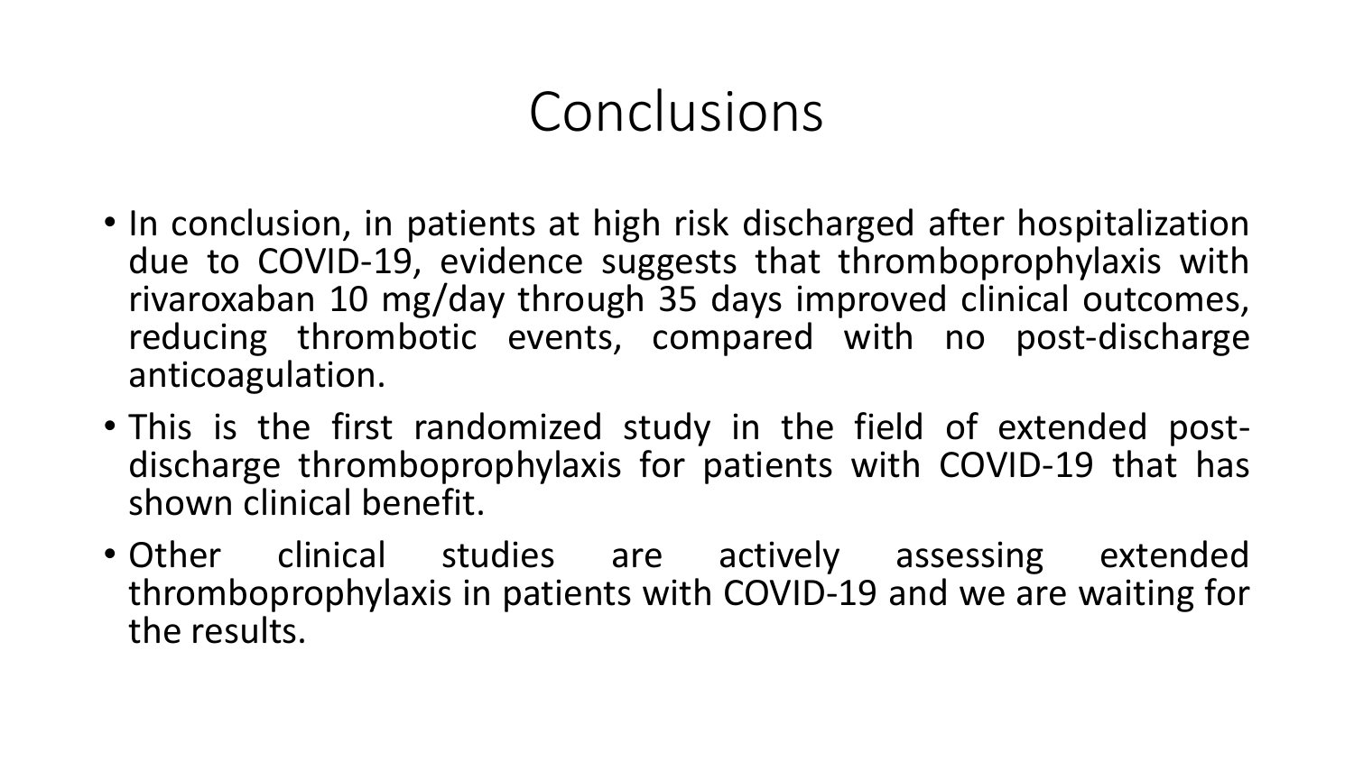# Conclusions

- In conclusion, in patients at high risk discharged after hospitalization due to COVID-19, evidence suggests that thromboprophylaxis with rivaroxaban 10 mg/day through 35 days improved clinical outcomes, reducing thrombotic events, compared with no post-discharge anticoagulation.
- This is the first randomized study in the field of extended post-discharge thromboprophylaxis for patients with COVID-19 that has shown clinical benefit.
- Other clinical studies are actively assessing extended thromboprophylaxis in patients with COVID-19 and we are waiting for the results.